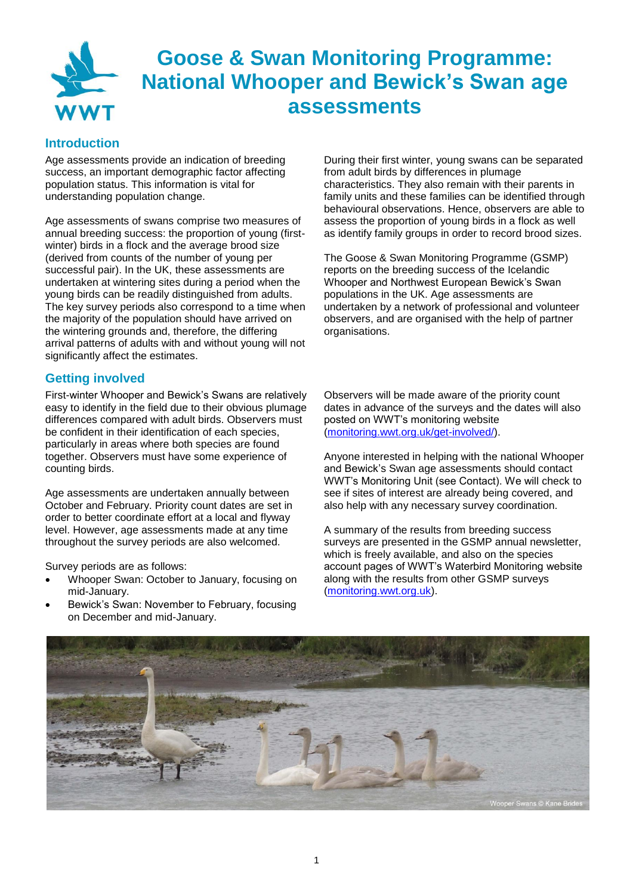# Goose & Swan Monitoring Programme: National Whooper and Bewick's Swan age assessments

## Introduction

Age assessments provide an indication of breeding success, an important demographic factor affecting population status. This information is vital for understanding population change.

Age assessments of swans comprise two measures of annual breeding success: the proportion of young (first-winter) birds in a flock and the average brood size (derived from counts of the number of young per successful pair). In the UK, these assessments are undertaken at wintering sites during a period when the young birds can be readily distinguished from adults. The key survey periods also correspond to a time when the majority of the population should have arrived on the wintering grounds and, therefore, the differing arrival patterns of adults with and without young will not significantly affect the estimates.

During their first winter, young swans can be separated from adult birds by differences in plumage characteristics. They also remain with their parents in family units and these families can be identified through behavioural observations. Hence, observers are able to assess the proportion of young birds in a flock as well as identify family groups in order to record brood sizes.

The Goose & Swan Monitoring Programme (GSMP) reports on the breeding success of the Icelandic Whooper and Northwest European Bewick's Swan populations in the UK. Age assessments are undertaken by a network of professional and volunteer observers, and are organised with the help of partner organisations.

## Getting involved

First-winter Whooper and Bewick's Swans are relatively easy to identify in the field due to their obvious plumage differences compared with adult birds. Observers must be confident in their identification of each species, particularly in areas where both species are found together. Observers must have some experience of counting birds.

Age assessments are undertaken annually between October and February. Priority count dates are set in order to better coordinate effort at a local and flyway level. However, age assessments made at any time throughout the survey periods are also welcomed.

Survey periods are as follows:

- Whooper Swan: October to January, focusing on mid-January.
- Bewick's Swan: November to February, focusing on December and mid-January.

Observers will be made aware of the priority count dates in advance of the surveys and the dates will also posted on WWT's monitoring website (monitoring.wwt.org.uk/get-involved/).

Anyone interested in helping with the national Whooper and Bewick's Swan age assessments should contact WWT's Monitoring Unit (see Contact). We will check to see if sites of interest are already being covered, and also help with any necessary survey coordination.

A summary of the results from breeding success surveys are presented in the GSMP annual newsletter, which is freely available, and also on the species account pages of WWT's Waterbird Monitoring website along with the results from other GSMP surveys (monitoring.wwt.org.uk).

Wooper Swans © Kane Brides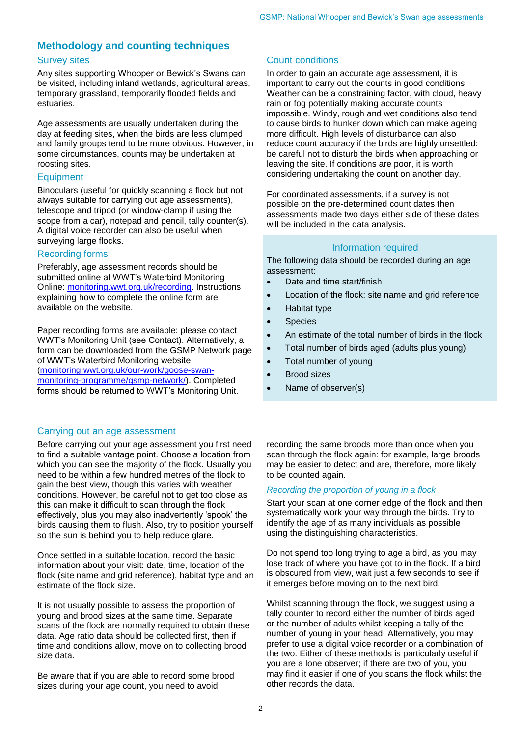## Methodology and counting techniques

### Survey sites

Any sites supporting Whooper or Bewick's Swans can be visited, including inland wetlands, agricultural areas, temporary grassland, temporarily flooded fields and estuaries.

Age assessments are usually undertaken during the day at feeding sites, when the birds are less clumped and family groups tend to be more obvious. However, in some circumstances, counts may be undertaken at roosting sites.

### Equipment

Binoculars (useful for quickly scanning a flock but not always suitable for carrying out age assessments), telescope and tripod (or window-clamp if using the scope from a car), notepad and pencil, tally counter(s). A digital voice recorder can also be useful when surveying large flocks.

### Recording forms

Preferably, age assessment records should be submitted online at WWT's Waterbird Monitoring Online: [monitoring.wwt.org.uk/recording](monitoring.wwt.org.uk/recording). Instructions explaining how to complete the online form are available on the website.

Paper recording forms are available: please contact WWT's Monitoring Unit (see Contact). Alternatively, a form can be downloaded from the GSMP Network page of WWT's Waterbird Monitoring website ([monitoring.wwt.org.uk/our-work/goose-swan-monitoring-programme/gsmp-network/](monitoring.wwt.org.uk/our-work/goose-swan-monitoring-programme/gsmp-network/)). Completed forms should be returned to WWT's Monitoring Unit.

### Count conditions

In order to gain an accurate age assessment, it is important to carry out the counts in good conditions. Weather can be a constraining factor, with cloud, heavy rain or fog potentially making accurate counts impossible. Windy, rough and wet conditions also tend to cause birds to hunker down which can make ageing more difficult. High levels of disturbance can also reduce count accuracy if the birds are highly unsettled: be careful not to disturb the birds when approaching or leaving the site. If conditions are poor, it is worth considering undertaking the count on another day.

For coordinated assessments, if a survey is not possible on the pre-determined count dates then assessments made two days either side of these dates will be included in the data analysis.

### Information required

The following data should be recorded during an age assessment:

- Date and time start/finish
- Location of the flock: site name and grid reference
- Habitat type
- Species
- An estimate of the total number of birds in the flock
- Total number of birds aged (adults plus young)
- Total number of young
- Brood sizes
- Name of observer(s)

### Carrying out an age assessment

Before carrying out your age assessment you first need to find a suitable vantage point. Choose a location from which you can see the majority of the flock. Usually you need to be within a few hundred metres of the flock to gain the best view, though this varies with weather conditions. However, be careful not to get too close as this can make it difficult to scan through the flock effectively, plus you may also inadvertently 'spook' the birds causing them to flush. Also, try to position yourself so the sun is behind you to help reduce glare.

Once settled in a suitable location, record the basic information about your visit: date, time, location of the flock (site name and grid reference), habitat type and an estimate of the flock size.

It is not usually possible to assess the proportion of young and brood sizes at the same time. Separate scans of the flock are normally required to obtain these data. Age ratio data should be collected first, then if time and conditions allow, move on to collecting brood size data.

Be aware that if you are able to record some brood sizes during your age count, you need to avoid recording the same broods more than once when you scan through the flock again: for example, large broods may be easier to detect and are, therefore, more likely to be counted again.

#### *Recording the proportion of young in a flock*

Start your scan at one corner edge of the flock and then systematically work your way through the birds. Try to identify the age of as many individuals as possible using the distinguishing characteristics.

Do not spend too long trying to age a bird, as you may lose track of where you have got to in the flock. If a bird is obscured from view, wait just a few seconds to see if it emerges before moving on to the next bird.

Whilst scanning through the flock, we suggest using a tally counter to record either the number of birds aged or the number of adults whilst keeping a tally of the number of young in your head. Alternatively, you may prefer to use a digital voice recorder or a combination of the two. Either of these methods is particularly useful if you are a lone observer; if there are two of you, you may find it easier if one of you scans the flock whilst the other records the data.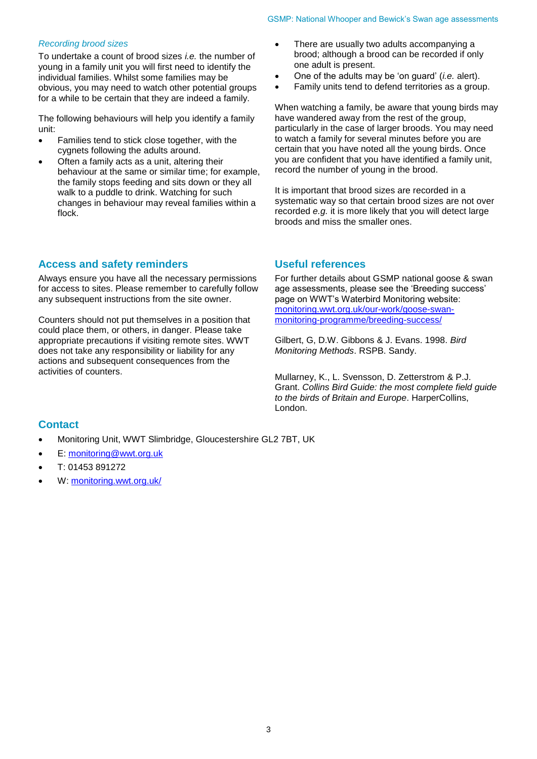### *Recording brood sizes*

To undertake a count of brood sizes *i.e.* the number of young in a family unit you will first need to identify the individual families. Whilst some families may be obvious, you may need to watch other potential groups for a while to be certain that they are indeed a family.

The following behaviours will help you identify a family unit:

- Families tend to stick close together, with the cygnets following the adults around.
- Often a family acts as a unit, altering their behaviour at the same or similar time; for example, the family stops feeding and sits down or they all walk to a puddle to drink. Watching for such changes in behaviour may reveal families within a flock.
- There are usually two adults accompanying a brood; although a brood can be recorded if only one adult is present.
- One of the adults may be 'on guard' (*i.e.* alert).
- Family units tend to defend territories as a group.

When watching a family, be aware that young birds may have wandered away from the rest of the group, particularly in the case of larger broods. You may need to watch a family for several minutes before you are certain that you have noted all the young birds. Once you are confident that you have identified a family unit, record the number of young in the brood.

It is important that brood sizes are recorded in a systematic way so that certain brood sizes are not over recorded *e.g.* it is more likely that you will detect large broods and miss the smaller ones.

## Access and safety reminders

Always ensure you have all the necessary permissions for access to sites. Please remember to carefully follow any subsequent instructions from the site owner.

Counters should not put themselves in a position that could place them, or others, in danger. Please take appropriate precautions if visiting remote sites. WWT does not take any responsibility or liability for any actions and subsequent consequences from the activities of counters.

## Useful references

For further details about GSMP national goose & swan age assessments, please see the 'Breeding success' page on WWT's Waterbird Monitoring website: [monitoring.wwt.org.uk/our-work/goose-swan-monitoring-programme/breeding-success/](monitoring.wwt.org.uk/our-work/goose-swan-monitoring-programme/breeding-success/)

Gilbert, G, D.W. Gibbons & J. Evans. 1998. *Bird Monitoring Methods*. RSPB. Sandy.

Mullarney, K., L. Svensson, D. Zetterstrom & P.J. Grant. *Collins Bird Guide: the most complete field guide to the birds of Britain and Europe*. HarperCollins, London.

## Contact

- Monitoring Unit, WWT Slimbridge, Gloucestershire GL2 7BT, UK
- E: [monitoring@wwt.org.uk](mailto:monitoring@wwt.org.uk)
- T: 01453 891272
- W: [monitoring.wwt.org.uk/](monitoring.wwt.org.uk/)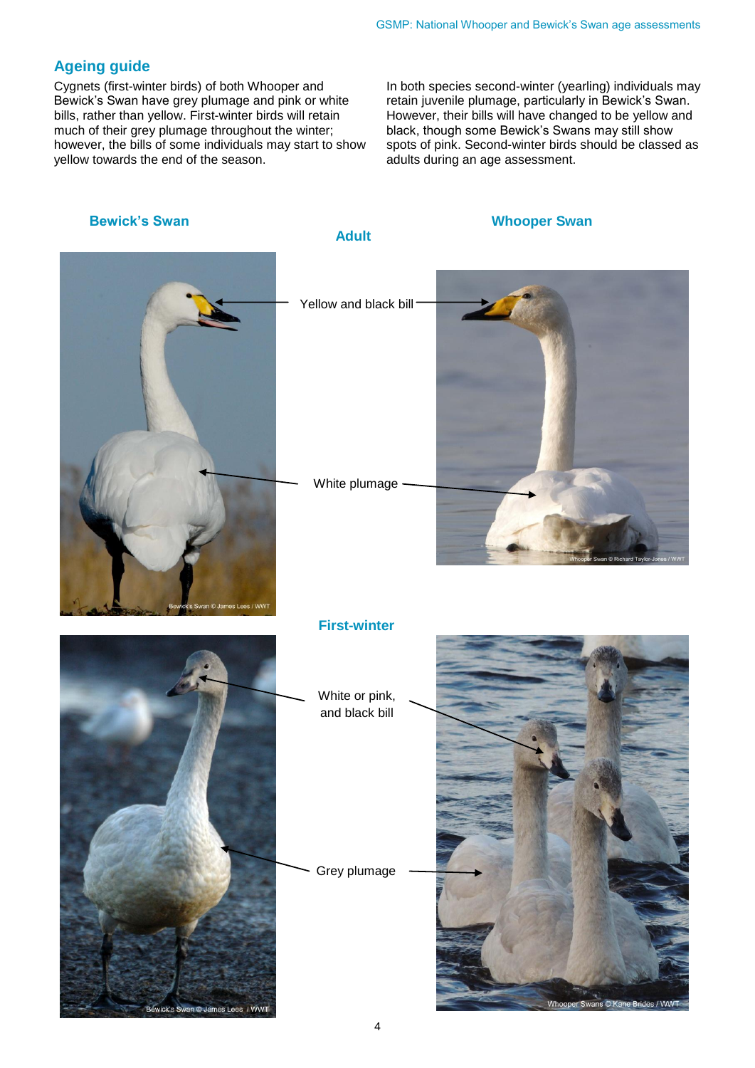## Ageing guide

Cygnets (first-winter birds) of both Whooper and Bewick's Swan have grey plumage and pink or white bills, rather than yellow. First-winter birds will retain much of their grey plumage throughout the winter; however, the bills of some individuals may start to show yellow towards the end of the season.

In both species second-winter (yearling) individuals may retain juvenile plumage, particularly in Bewick's Swan. However, their bills will have changed to be yellow and black, though some Bewick's Swans may still show spots of pink. Second-winter birds should be classed as adults during an age assessment.

### Bewick's Swan

### Whooper Swan

### Adult

Yellow and black bill

White plumage

Bewick's Swan © James Lees / WWT

Whooper Swan © Richard Taylor-Jones / WWT

### First-winter

White or pink, and black bill

Grey plumage

Bewick's Swan © James Lees / WWT

Whooper Swans © Kane Brides / WWT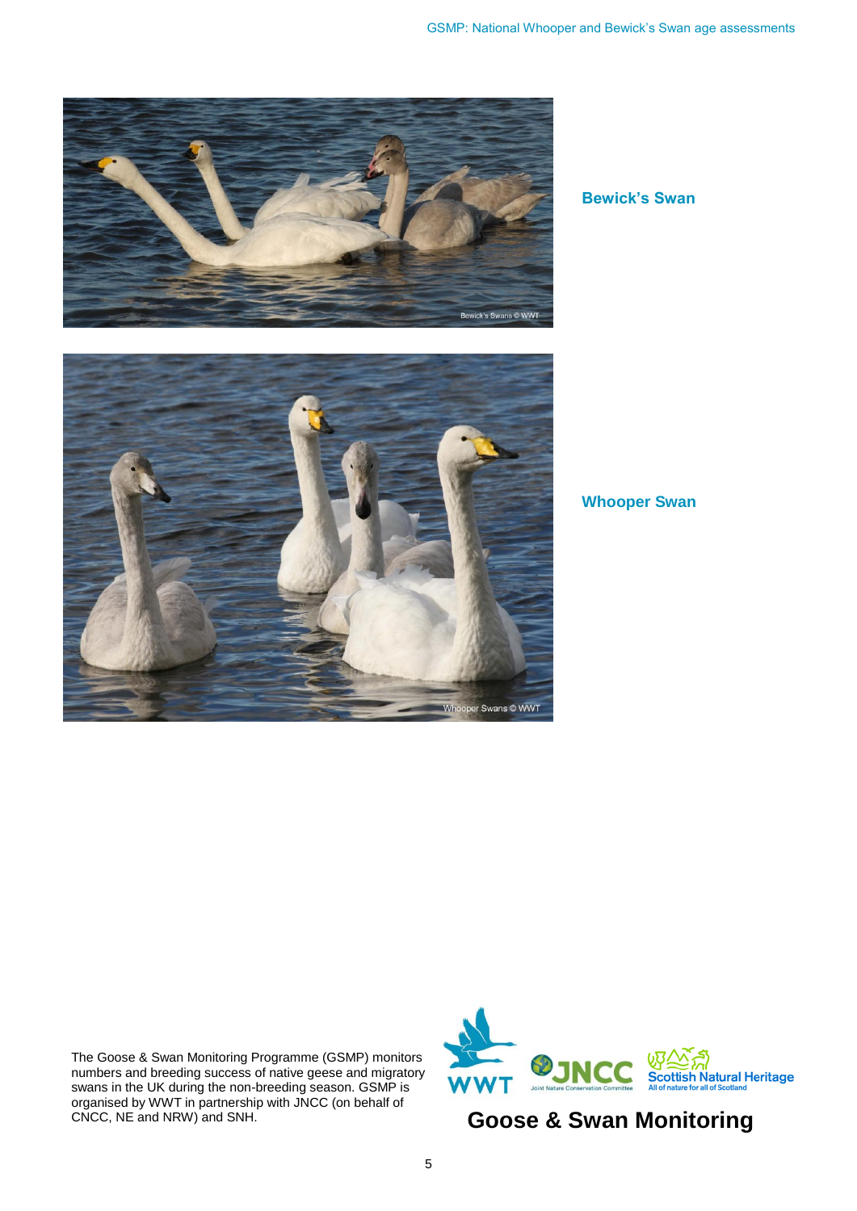**Bewick's Swan**

Bewick's Swans © WWT

**Whooper Swan**

Whooper Swans © WWT

The Goose & Swan Monitoring Programme (GSMP) monitors numbers and breeding success of native geese and migratory swans in the UK during the non-breeding season. GSMP is organised by WWT in partnership with JNCC (on behalf of CNCC, NE and NRW) and SNH.

WWT

JNCC Joint Nature Conservation Committee

Scottish Natural Heritage All of nature for all of Scotland

**Goose & Swan Monitoring**